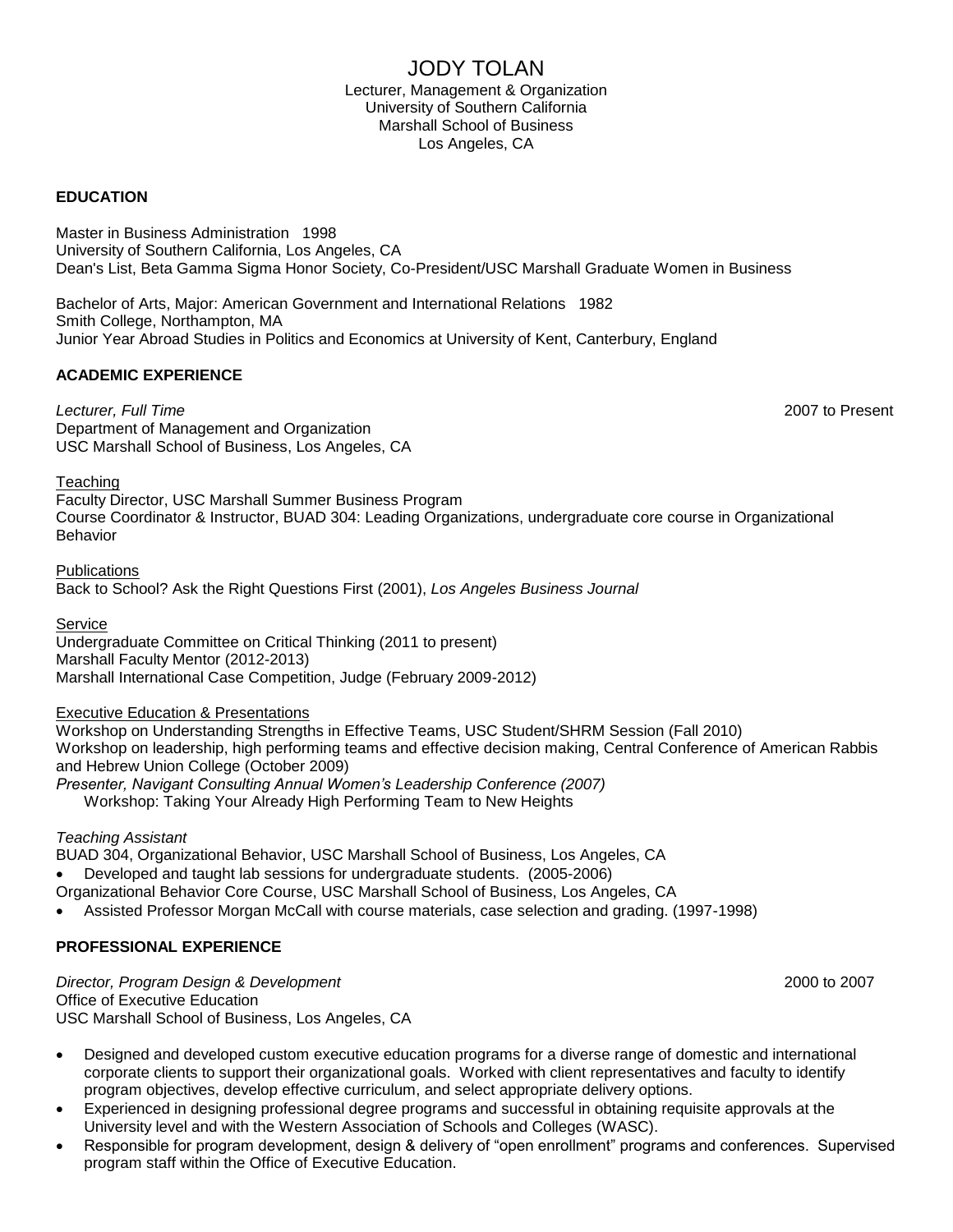# JODY TOLAN

Lecturer, Management & Organization
University of Southern California
Marshall School of Business
Los Angeles, CA

## EDUCATION

Master in Business Administration 1998
University of Southern California, Los Angeles, CA
Dean's List, Beta Gamma Sigma Honor Society, Co-President/USC Marshall Graduate Women in Business

Bachelor of Arts, Major: American Government and International Relations 1982
Smith College, Northampton, MA
Junior Year Abroad Studies in Politics and Economics at University of Kent, Canterbury, England

## ACADEMIC EXPERIENCE

*Lecturer, Full Time* 2007 to Present
Department of Management and Organization
USC Marshall School of Business, Los Angeles, CA

Teaching
Faculty Director, USC Marshall Summer Business Program
Course Coordinator & Instructor, BUAD 304: Leading Organizations, undergraduate core course in Organizational Behavior

Publications
Back to School? Ask the Right Questions First (2001), *Los Angeles Business Journal*

Service
Undergraduate Committee on Critical Thinking (2011 to present)
Marshall Faculty Mentor (2012-2013)
Marshall International Case Competition, Judge (February 2009-2012)

Executive Education & Presentations
Workshop on Understanding Strengths in Effective Teams, USC Student/SHRM Session (Fall 2010)
Workshop on leadership, high performing teams and effective decision making, Central Conference of American Rabbis and Hebrew Union College (October 2009)
*Presenter, Navigant Consulting Annual Women's Leadership Conference (2007)*
Workshop: Taking Your Already High Performing Team to New Heights

*Teaching Assistant*
BUAD 304, Organizational Behavior, USC Marshall School of Business, Los Angeles, CA
- Developed and taught lab sessions for undergraduate students. (2005-2006)

Organizational Behavior Core Course, USC Marshall School of Business, Los Angeles, CA
- Assisted Professor Morgan McCall with course materials, case selection and grading. (1997-1998)

## PROFESSIONAL EXPERIENCE

*Director, Program Design & Development* 2000 to 2007
Office of Executive Education
USC Marshall School of Business, Los Angeles, CA

- Designed and developed custom executive education programs for a diverse range of domestic and international corporate clients to support their organizational goals. Worked with client representatives and faculty to identify program objectives, develop effective curriculum, and select appropriate delivery options.
- Experienced in designing professional degree programs and successful in obtaining requisite approvals at the University level and with the Western Association of Schools and Colleges (WASC).
- Responsible for program development, design & delivery of "open enrollment" programs and conferences. Supervised program staff within the Office of Executive Education.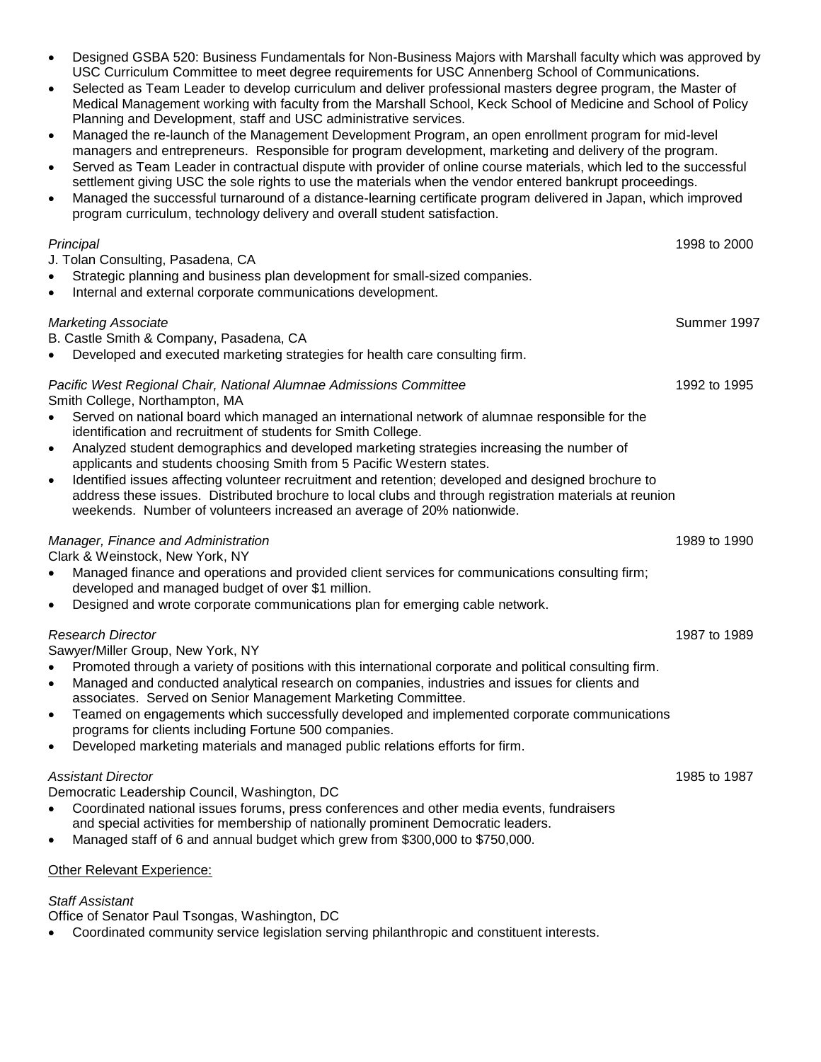- Designed GSBA 520: Business Fundamentals for Non-Business Majors with Marshall faculty which was approved by USC Curriculum Committee to meet degree requirements for USC Annenberg School of Communications.
- Selected as Team Leader to develop curriculum and deliver professional masters degree program, the Master of Medical Management working with faculty from the Marshall School, Keck School of Medicine and School of Policy Planning and Development, staff and USC administrative services.
- Managed the re-launch of the Management Development Program, an open enrollment program for mid-level managers and entrepreneurs. Responsible for program development, marketing and delivery of the program.
- Served as Team Leader in contractual dispute with provider of online course materials, which led to the successful settlement giving USC the sole rights to use the materials when the vendor entered bankrupt proceedings.
- Managed the successful turnaround of a distance-learning certificate program delivered in Japan, which improved program curriculum, technology delivery and overall student satisfaction.

*Principal* — 1998 to 2000
J. Tolan Consulting, Pasadena, CA

- Strategic planning and business plan development for small-sized companies.
- Internal and external corporate communications development.

*Marketing Associate* — Summer 1997
B. Castle Smith & Company, Pasadena, CA

- Developed and executed marketing strategies for health care consulting firm.

*Pacific West Regional Chair, National Alumnae Admissions Committee* — 1992 to 1995
Smith College, Northampton, MA

- Served on national board which managed an international network of alumnae responsible for the identification and recruitment of students for Smith College.
- Analyzed student demographics and developed marketing strategies increasing the number of applicants and students choosing Smith from 5 Pacific Western states.
- Identified issues affecting volunteer recruitment and retention; developed and designed brochure to address these issues. Distributed brochure to local clubs and through registration materials at reunion weekends. Number of volunteers increased an average of 20% nationwide.

*Manager, Finance and Administration* — 1989 to 1990
Clark & Weinstock, New York, NY

- Managed finance and operations and provided client services for communications consulting firm; developed and managed budget of over $1 million.
- Designed and wrote corporate communications plan for emerging cable network.

*Research Director* — 1987 to 1989
Sawyer/Miller Group, New York, NY

- Promoted through a variety of positions with this international corporate and political consulting firm.
- Managed and conducted analytical research on companies, industries and issues for clients and associates. Served on Senior Management Marketing Committee.
- Teamed on engagements which successfully developed and implemented corporate communications programs for clients including Fortune 500 companies.
- Developed marketing materials and managed public relations efforts for firm.

*Assistant Director* — 1985 to 1987
Democratic Leadership Council, Washington, DC

- Coordinated national issues forums, press conferences and other media events, fundraisers and special activities for membership of nationally prominent Democratic leaders.
- Managed staff of 6 and annual budget which grew from $300,000 to $750,000.

<u>Other Relevant Experience:</u>

*Staff Assistant*
Office of Senator Paul Tsongas, Washington, DC

- Coordinated community service legislation serving philanthropic and constituent interests.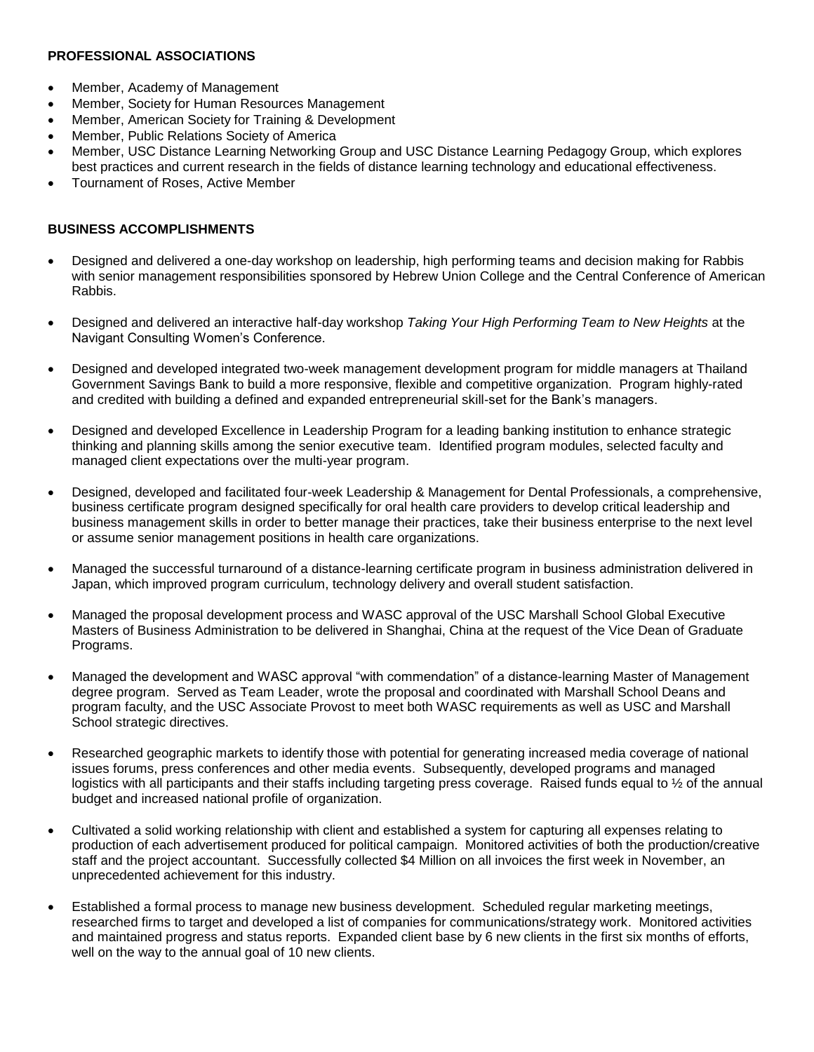## PROFESSIONAL ASSOCIATIONS

- Member, Academy of Management
- Member, Society for Human Resources Management
- Member, American Society for Training & Development
- Member, Public Relations Society of America
- Member, USC Distance Learning Networking Group and USC Distance Learning Pedagogy Group, which explores best practices and current research in the fields of distance learning technology and educational effectiveness.
- Tournament of Roses, Active Member

## BUSINESS ACCOMPLISHMENTS

- Designed and delivered a one-day workshop on leadership, high performing teams and decision making for Rabbis with senior management responsibilities sponsored by Hebrew Union College and the Central Conference of American Rabbis.

- Designed and delivered an interactive half-day workshop *Taking Your High Performing Team to New Heights* at the Navigant Consulting Women's Conference.

- Designed and developed integrated two-week management development program for middle managers at Thailand Government Savings Bank to build a more responsive, flexible and competitive organization. Program highly-rated and credited with building a defined and expanded entrepreneurial skill-set for the Bank's managers.

- Designed and developed Excellence in Leadership Program for a leading banking institution to enhance strategic thinking and planning skills among the senior executive team. Identified program modules, selected faculty and managed client expectations over the multi-year program.

- Designed, developed and facilitated four-week Leadership & Management for Dental Professionals, a comprehensive, business certificate program designed specifically for oral health care providers to develop critical leadership and business management skills in order to better manage their practices, take their business enterprise to the next level or assume senior management positions in health care organizations.

- Managed the successful turnaround of a distance-learning certificate program in business administration delivered in Japan, which improved program curriculum, technology delivery and overall student satisfaction.

- Managed the proposal development process and WASC approval of the USC Marshall School Global Executive Masters of Business Administration to be delivered in Shanghai, China at the request of the Vice Dean of Graduate Programs.

- Managed the development and WASC approval "with commendation" of a distance-learning Master of Management degree program. Served as Team Leader, wrote the proposal and coordinated with Marshall School Deans and program faculty, and the USC Associate Provost to meet both WASC requirements as well as USC and Marshall School strategic directives.

- Researched geographic markets to identify those with potential for generating increased media coverage of national issues forums, press conferences and other media events. Subsequently, developed programs and managed logistics with all participants and their staffs including targeting press coverage. Raised funds equal to ½ of the annual budget and increased national profile of organization.

- Cultivated a solid working relationship with client and established a system for capturing all expenses relating to production of each advertisement produced for political campaign. Monitored activities of both the production/creative staff and the project accountant. Successfully collected $4 Million on all invoices the first week in November, an unprecedented achievement for this industry.

- Established a formal process to manage new business development. Scheduled regular marketing meetings, researched firms to target and developed a list of companies for communications/strategy work. Monitored activities and maintained progress and status reports. Expanded client base by 6 new clients in the first six months of efforts, well on the way to the annual goal of 10 new clients.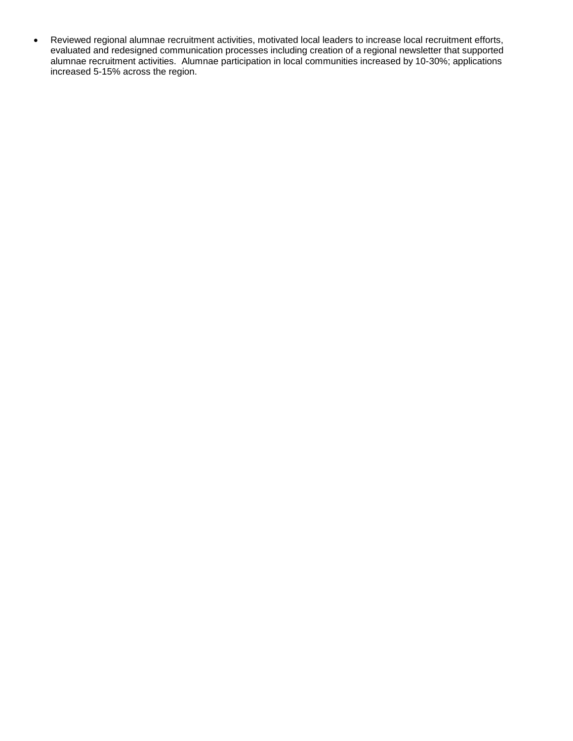- Reviewed regional alumnae recruitment activities, motivated local leaders to increase local recruitment efforts, evaluated and redesigned communication processes including creation of a regional newsletter that supported alumnae recruitment activities.  Alumnae participation in local communities increased by 10-30%; applications increased 5-15% across the region.